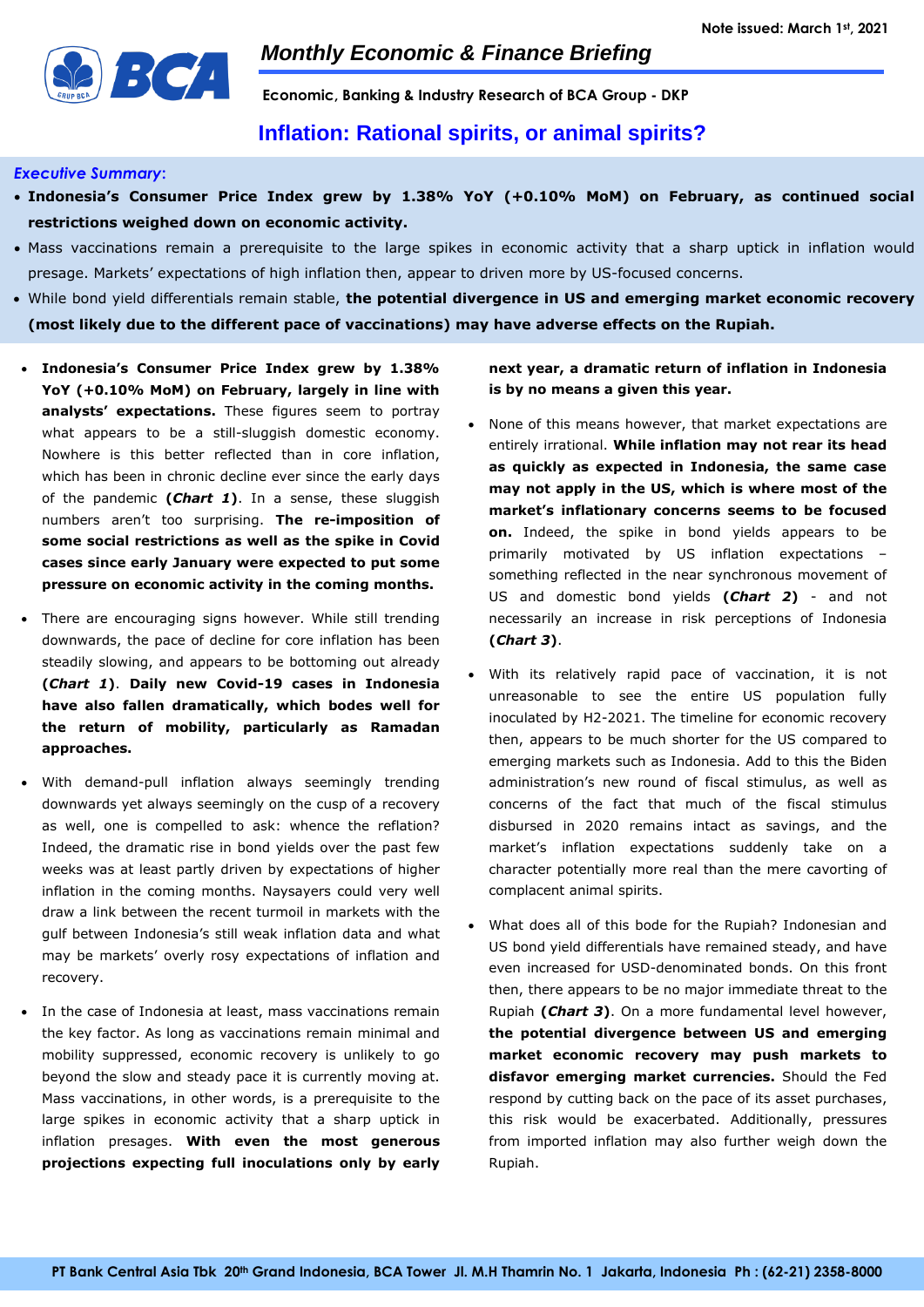Note issued: March 1st, 2021

# Monthly Economic & Finance Briefing

**Economic, Banking & Industry Research of BCA Group - DKP**

## Inflation: Rational spirits, or animal spirits?

***Executive Summary*:**

- **Indonesia's Consumer Price Index grew by 1.38% YoY (+0.10% MoM) on February, as continued social restrictions weighed down on economic activity.**
- Mass vaccinations remain a prerequisite to the large spikes in economic activity that a sharp uptick in inflation would presage. Markets' expectations of high inflation then, appear to driven more by US-focused concerns.
- While bond yield differentials remain stable, **the potential divergence in US and emerging market economic recovery (most likely due to the different pace of vaccinations) may have adverse effects on the Rupiah.**

- **Indonesia's Consumer Price Index grew by 1.38% YoY (+0.10% MoM) on February, largely in line with analysts' expectations.** These figures seem to portray what appears to be a still-sluggish domestic economy. Nowhere is this better reflected than in core inflation, which has been in chronic decline ever since the early days of the pandemic **(*Chart 1*)**. In a sense, these sluggish numbers aren't too surprising. **The re-imposition of some social restrictions as well as the spike in Covid cases since early January were expected to put some pressure on economic activity in the coming months.**
- There are encouraging signs however. While still trending downwards, the pace of decline for core inflation has been steadily slowing, and appears to be bottoming out already **(*Chart 1*)**. **Daily new Covid-19 cases in Indonesia have also fallen dramatically, which bodes well for the return of mobility, particularly as Ramadan approaches.**
- With demand-pull inflation always seemingly trending downwards yet always seemingly on the cusp of a recovery as well, one is compelled to ask: whence the reflation? Indeed, the dramatic rise in bond yields over the past few weeks was at least partly driven by expectations of higher inflation in the coming months. Naysayers could very well draw a link between the recent turmoil in markets with the gulf between Indonesia's still weak inflation data and what may be markets' overly rosy expectations of inflation and recovery.
- In the case of Indonesia at least, mass vaccinations remain the key factor. As long as vaccinations remain minimal and mobility suppressed, economic recovery is unlikely to go beyond the slow and steady pace it is currently moving at. Mass vaccinations, in other words, is a prerequisite to the large spikes in economic activity that a sharp uptick in inflation presages. **With even the most generous projections expecting full inoculations only by early next year, a dramatic return of inflation in Indonesia is by no means a given this year.**
- None of this means however, that market expectations are entirely irrational. **While inflation may not rear its head as quickly as expected in Indonesia, the same case may not apply in the US, which is where most of the market's inflationary concerns seems to be focused on.** Indeed, the spike in bond yields appears to be primarily motivated by US inflation expectations – something reflected in the near synchronous movement of US and domestic bond yields **(*Chart 2*)** - and not necessarily an increase in risk perceptions of Indonesia **(*Chart 3*)**.
- With its relatively rapid pace of vaccination, it is not unreasonable to see the entire US population fully inoculated by H2-2021. The timeline for economic recovery then, appears to be much shorter for the US compared to emerging markets such as Indonesia. Add to this the Biden administration's new round of fiscal stimulus, as well as concerns of the fact that much of the fiscal stimulus disbursed in 2020 remains intact as savings, and the market's inflation expectations suddenly take on a character potentially more real than the mere cavorting of complacent animal spirits.
- What does all of this bode for the Rupiah? Indonesian and US bond yield differentials have remained steady, and have even increased for USD-denominated bonds. On this front then, there appears to be no major immediate threat to the Rupiah **(*Chart 3*)**. On a more fundamental level however, **the potential divergence between US and emerging market economic recovery may push markets to disfavor emerging market currencies.** Should the Fed respond by cutting back on the pace of its asset purchases, this risk would be exacerbated. Additionally, pressures from imported inflation may also further weigh down the Rupiah.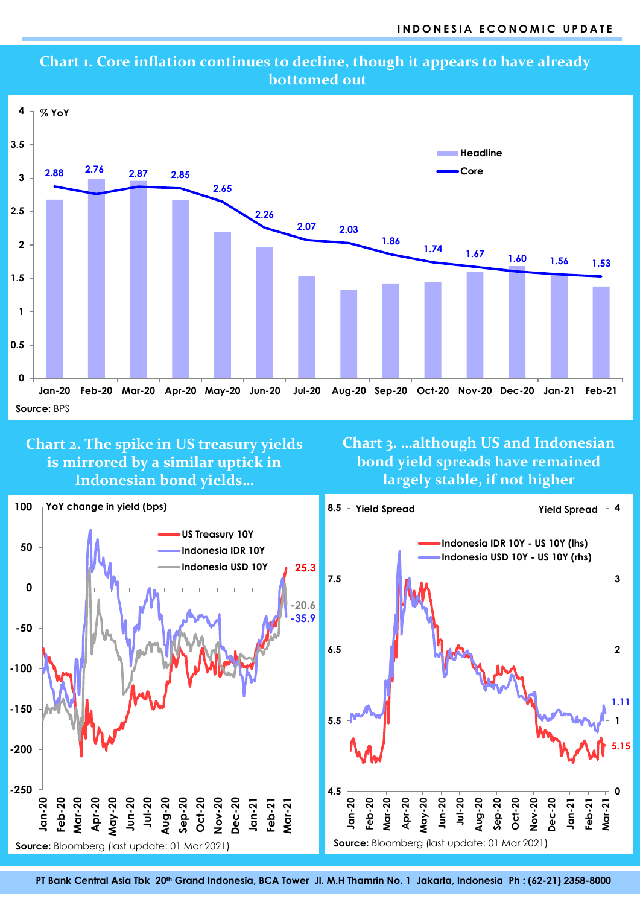## Chart 1. Core inflation continues to decline, though it appears to have already bottomed out

% YoY

| | Jan-20 | Feb-20 | Mar-20 | Apr-20 | May-20 | Jun-20 | Jul-20 | Aug-20 | Sep-20 | Oct-20 | Nov-20 | Dec-20 | Jan-21 | Feb-21 |
|---|---|---|---|---|---|---|---|---|---|---|---|---|---|---|
| Core | 2.88 | 2.76 | 2.87 | 2.85 | 2.65 | 2.26 | 2.07 | 2.03 | 1.86 | 1.74 | 1.67 | 1.60 | 1.56 | 1.53 |

Legend: Headline, Core

**Source:** BPS

## Chart 2. The spike in US treasury yields is mirrored by a similar uptick in Indonesian bond yields…

YoY change in yield (bps)

Legend: US Treasury 10Y (25.3), Indonesia IDR 10Y (-35.9), Indonesia USD 10Y (-20.6)

**Source:** Bloomberg (last update: 01 Mar 2021)

## Chart 3. …although US and Indonesian bond yield spreads have remained largely stable, if not higher

Yield Spread

Legend: Indonesia IDR 10Y - US 10Y (lhs) (5.15), Indonesia USD 10Y - US 10Y (rhs) (1.11)

**Source:** Bloomberg (last update: 01 Mar 2021)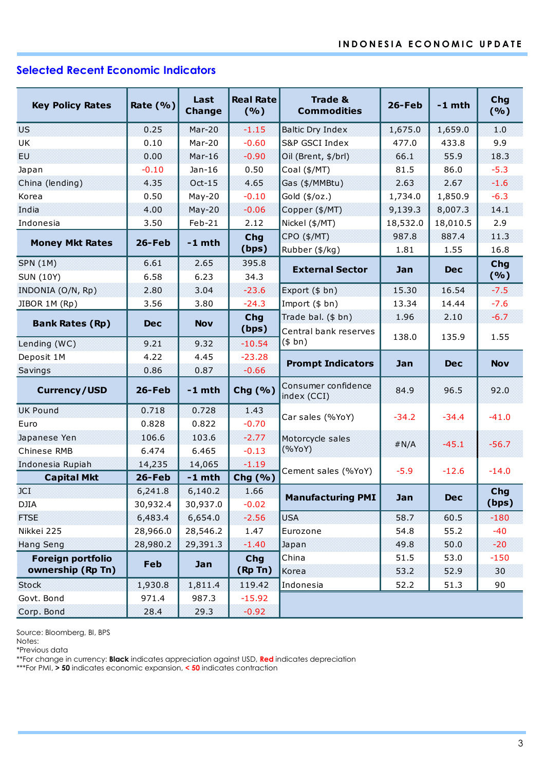## Selected Recent Economic Indicators

| Key Policy Rates | Rate (%) | Last Change | Real Rate (%) |
|---|---|---|---|
| US | 0.25 | Mar-20 | -1.15 |
| UK | 0.10 | Mar-20 | -0.60 |
| EU | 0.00 | Mar-16 | -0.90 |
| Japan | -0.10 | Jan-16 | 0.50 |
| China (lending) | 4.35 | Oct-15 | 4.65 |
| Korea | 0.50 | May-20 | -0.10 |
| India | 4.00 | May-20 | -0.06 |
| Indonesia | 3.50 | Feb-21 | 2.12 |

| Money Mkt Rates | 26-Feb | -1 mth | Chg (bps) |
|---|---|---|---|
| SPN (1M) | 6.61 | 2.65 | 395.8 |
| SUN (10Y) | 6.58 | 6.23 | 34.3 |
| INDONIA (O/N, Rp) | 2.80 | 3.04 | -23.6 |
| JIBOR 1M (Rp) | 3.56 | 3.80 | -24.3 |

| Bank Rates (Rp) | Dec | Nov | Chg (bps) |
|---|---|---|---|
| Lending (WC) | 9.21 | 9.32 | -10.54 |
| Deposit 1M | 4.22 | 4.45 | -23.28 |
| Savings | 0.86 | 0.87 | -0.66 |

| Currency/USD | 26-Feb | -1 mth | Chg (%) |
|---|---|---|---|
| UK Pound | 0.718 | 0.728 | 1.43 |
| Euro | 0.828 | 0.822 | -0.70 |
| Japanese Yen | 106.6 | 103.6 | -2.77 |
| Chinese RMB | 6.474 | 6.465 | -0.13 |
| Indonesia Rupiah | 14,235 | 14,065 | -1.19 |

| Capital Mkt | 26-Feb | -1 mth | Chg (%) |
|---|---|---|---|
| JCI | 6,241.8 | 6,140.2 | 1.66 |
| DJIA | 30,932.4 | 30,937.0 | -0.02 |
| FTSE | 6,483.4 | 6,654.0 | -2.56 |
| Nikkei 225 | 28,966.0 | 28,546.2 | 1.47 |
| Hang Seng | 28,980.2 | 29,391.3 | -1.40 |

| Foreign portfolio ownership (Rp Tn) | Feb | Jan | Chg (Rp Tn) |
|---|---|---|---|
| Stock | 1,930.8 | 1,811.4 | 119.42 |
| Govt. Bond | 971.4 | 987.3 | -15.92 |
| Corp. Bond | 28.4 | 29.3 | -0.92 |

| Trade & Commodities | 26-Feb | -1 mth | Chg (%) |
|---|---|---|---|
| Baltic Dry Index | 1,675.0 | 1,659.0 | 1.0 |
| S&P GSCI Index | 477.0 | 433.8 | 9.9 |
| Oil (Brent, $/brl) | 66.1 | 55.9 | 18.3 |
| Coal ($/MT) | 81.5 | 86.0 | -5.3 |
| Gas ($/MMBtu) | 2.63 | 2.67 | -1.6 |
| Gold ($/oz.) | 1,734.0 | 1,850.9 | -6.3 |
| Copper ($/MT) | 9,139.3 | 8,007.3 | 14.1 |
| Nickel ($/MT) | 18,532.0 | 18,010.5 | 2.9 |
| CPO ($/MT) | 987.8 | 887.4 | 11.3 |
| Rubber ($/kg) | 1.81 | 1.55 | 16.8 |

| External Sector | Jan | Dec | Chg (%) |
|---|---|---|---|
| Export ($ bn) | 15.30 | 16.54 | -7.5 |
| Import ($ bn) | 13.34 | 14.44 | -7.6 |
| Trade bal. ($ bn) | 1.96 | 2.10 | -6.7 |
| Central bank reserves ($ bn) | 138.0 | 135.9 | 1.55 |

| Prompt Indicators | Jan | Dec | Nov |
|---|---|---|---|
| Consumer confidence index (CCI) | 84.9 | 96.5 | 92.0 |
| Car sales (%YoY) | -34.2 | -34.4 | -41.0 |
| Motorcycle sales (%YoY) | #N/A | -45.1 | -56.7 |
| Cement sales (%YoY) | -5.9 | -12.6 | -14.0 |

| Manufacturing PMI | Jan | Dec | Chg (bps) |
|---|---|---|---|
| USA | 58.7 | 60.5 | -180 |
| Eurozone | 54.8 | 55.2 | -40 |
| Japan | 49.8 | 50.0 | -20 |
| China | 51.5 | 53.0 | -150 |
| Korea | 53.2 | 52.9 | 30 |
| Indonesia | 52.2 | 51.3 | 90 |

Source: Bloomberg, BI, BPS
Notes:
*Previous data
**For change in currency: **Black** indicates appreciation against USD, **Red** indicates depreciation
***For PMI, **> 50** indicates economic expansion, **< 50** indicates contraction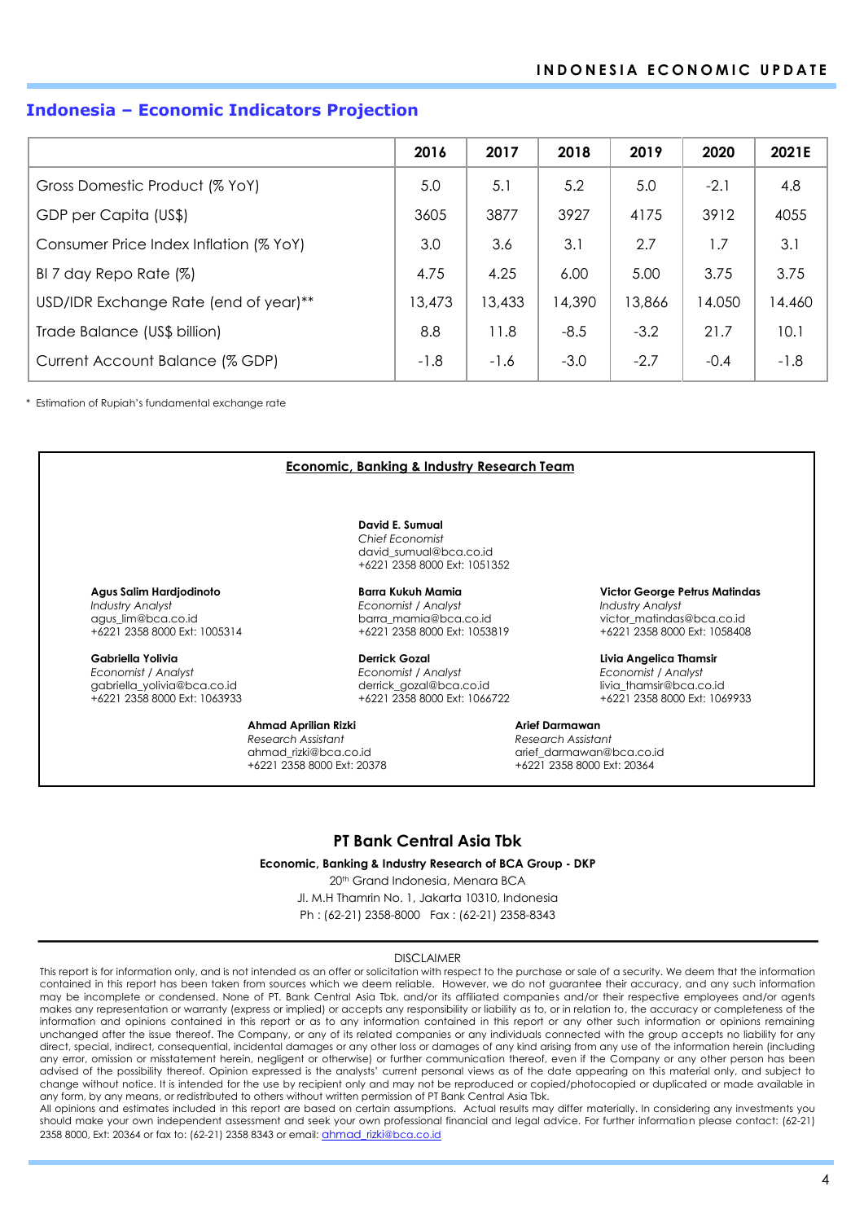## Indonesia – Economic Indicators Projection

| | 2016 | 2017 | 2018 | 2019 | 2020 | 2021E |
|---|---|---|---|---|---|---|
| Gross Domestic Product (% YoY) | 5.0 | 5.1 | 5.2 | 5.0 | -2.1 | 4.8 |
| GDP per Capita (US$) | 3605 | 3877 | 3927 | 4175 | 3912 | 4055 |
| Consumer Price Index Inflation (% YoY) | 3.0 | 3.6 | 3.1 | 2.7 | 1.7 | 3.1 |
| BI 7 day Repo Rate (%) | 4.75 | 4.25 | 6.00 | 5.00 | 3.75 | 3.75 |
| USD/IDR Exchange Rate (end of year)** | 13,473 | 13,433 | 14,390 | 13,866 | 14.050 | 14.460 |
| Trade Balance (US$ billion) | 8.8 | 11.8 | -8.5 | -3.2 | 21.7 | 10.1 |
| Current Account Balance (% GDP) | -1.8 | -1.6 | -3.0 | -2.7 | -0.4 | -1.8 |

* Estimation of Rupiah's fundamental exchange rate

**Economic, Banking & Industry Research Team**

**David E. Sumual**
*Chief Economist*
david_sumual@bca.co.id
+6221 2358 8000 Ext: 1051352

**Agus Salim Hardjodinoto**
*Industry Analyst*
agus_lim@bca.co.id
+6221 2358 8000 Ext: 1005314

**Barra Kukuh Mamia**
*Economist / Analyst*
barra_mamia@bca.co.id
+6221 2358 8000 Ext: 1053819

**Victor George Petrus Matindas**
*Industry Analyst*
victor_matindas@bca.co.id
+6221 2358 8000 Ext: 1058408

**Gabriella Yolivia**
*Economist / Analyst*
gabriella_yolivia@bca.co.id
+6221 2358 8000 Ext: 1063933

**Derrick Gozal**
*Economist / Analyst*
derrick_gozal@bca.co.id
+6221 2358 8000 Ext: 1066722

**Livia Angelica Thamsir**
*Economist / Analyst*
livia_thamsir@bca.co.id
+6221 2358 8000 Ext: 1069933

**Ahmad Aprilian Rizki**
*Research Assistant*
ahmad_rizki@bca.co.id
+6221 2358 8000 Ext: 20378

**Arief Darmawan**
*Research Assistant*
arief_darmawan@bca.co.id
+6221 2358 8000 Ext: 20364

## PT Bank Central Asia Tbk

**Economic, Banking & Industry Research of BCA Group - DKP**
20th Grand Indonesia, Menara BCA
Jl. M.H Thamrin No. 1, Jakarta 10310, Indonesia
Ph : (62-21) 2358-8000 Fax : (62-21) 2358-8343

DISCLAIMER

This report is for information only, and is not intended as an offer or solicitation with respect to the purchase or sale of a security. We deem that the information contained in this report has been taken from sources which we deem reliable. However, we do not guarantee their accuracy, and any such information may be incomplete or condensed. None of PT. Bank Central Asia Tbk, and/or its affiliated companies and/or their respective employees and/or agents makes any representation or warranty (express or implied) or accepts any responsibility or liability as to, or in relation to, the accuracy or completeness of the information and opinions contained in this report or as to any information contained in this report or any other such information or opinions remaining unchanged after the issue thereof. The Company, or any of its related companies or any individuals connected with the group accepts no liability for any direct, special, indirect, consequential, incidental damages or any other loss or damages of any kind arising from any use of the information herein (including any error, omission or misstatement herein, negligent or otherwise) or further communication thereof, even if the Company or any other person has been advised of the possibility thereof. Opinion expressed is the analysts' current personal views as of the date appearing on this material only, and subject to change without notice. It is intended for the use by recipient only and may not be reproduced or copied/photocopied or duplicated or made available in any form, by any means, or redistributed to others without written permission of PT Bank Central Asia Tbk.
All opinions and estimates included in this report are based on certain assumptions. Actual results may differ materially. In considering any investments you should make your own independent assessment and seek your own professional financial and legal advice. For further information please contact: (62-21) 2358 8000, Ext: 20364 or fax to: (62-21) 2358 8343 or email: ahmad_rizki@bca.co.id